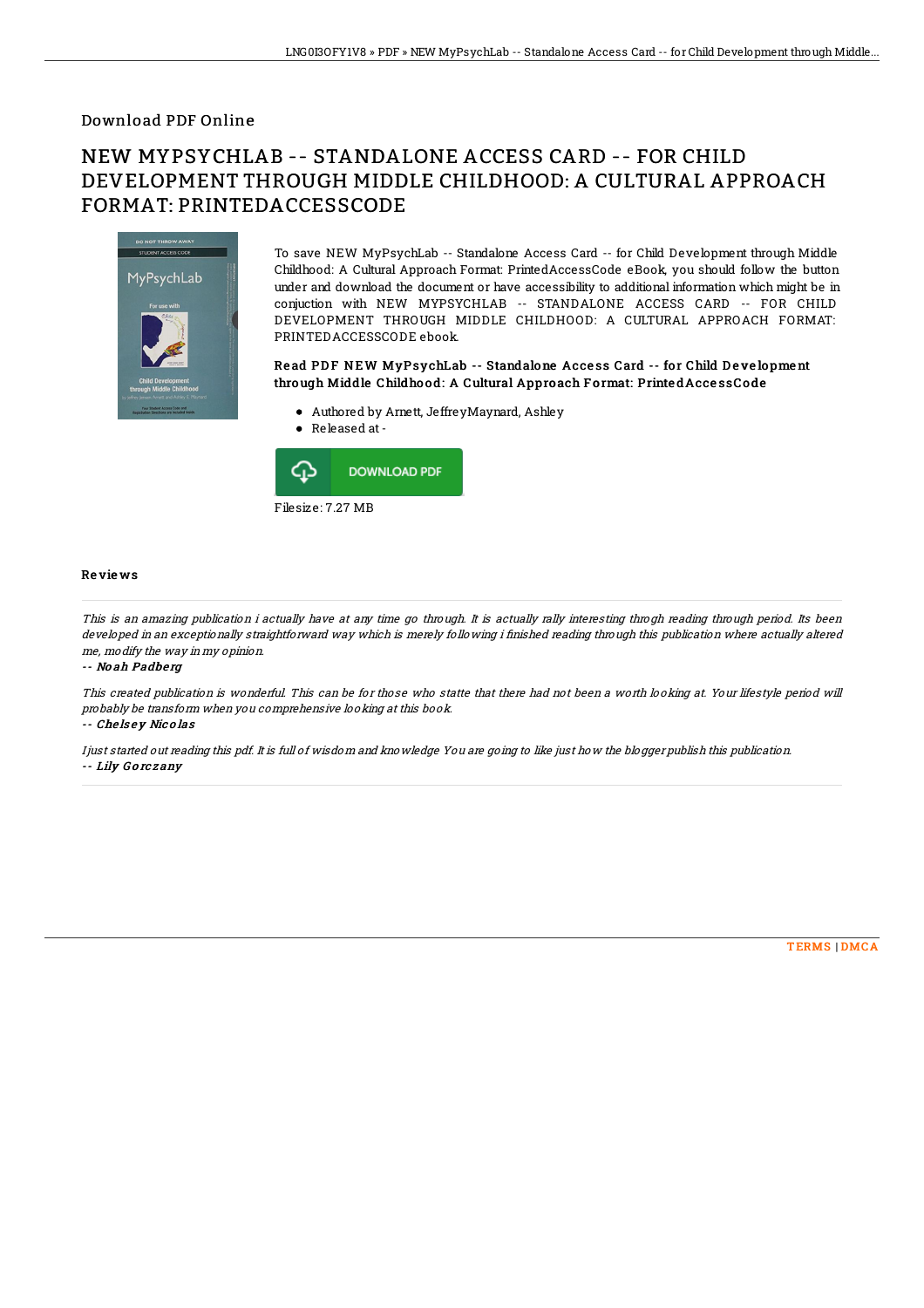Download PDF Online

# NEW MYPSYCHLAB -- STANDALONE ACCESS CARD -- FOR CHILD DEVELOPMENT THROUGH MIDDLE CHILDHOOD: A CULTURAL APPROACH FORMAT: PRINTEDACCESSCODE

To save NEW MyPsychLab -- Standalone Access Card -- for Child Development through Middle Childhood: A Cultural Approach Format: PrintedAccessCode eBook, you should follow the button under and download the document or have accessibility to additional information which might be in conjuction with NEW MYPSYCHLAB -- STANDALONE ACCESS CARD -- FOR CHILD DEVELOPMENT THROUGH MIDDLE CHILDHOOD: A CULTURAL APPROACH FORMAT: PRINTEDACCESSCODE ebook.

### Read PDF NEW MyPsychLab -- Standalone Access Card -- for Child Development through Middle Childhood: A Cultural Approach Format: PrintedAccessCode

- Authored by Arnett, JeffreyMaynard, Ashley
- Released at -

DOWNLOAD PDF

Filesize: 7.27 MB

## Reviews

*This is an amazing publication i actually have at any time go through. It is actually rally interesting throgh reading through period. Its been developed in an exceptionally straightforward way which is merely following i finished reading through this publication where actually altered me, modify the way in my opinion.*

-- **Noah Padberg**

*This created publication is wonderful. This can be for those who statte that there had not been a worth looking at. Your lifestyle period will probably be transform when you comprehensive looking at this book.*

-- **Chelsey Nicolas**

*I just started out reading this pdf. It is full of wisdom and knowledge You are going to like just how the blogger publish this publication.*

-- **Lily Gorczany**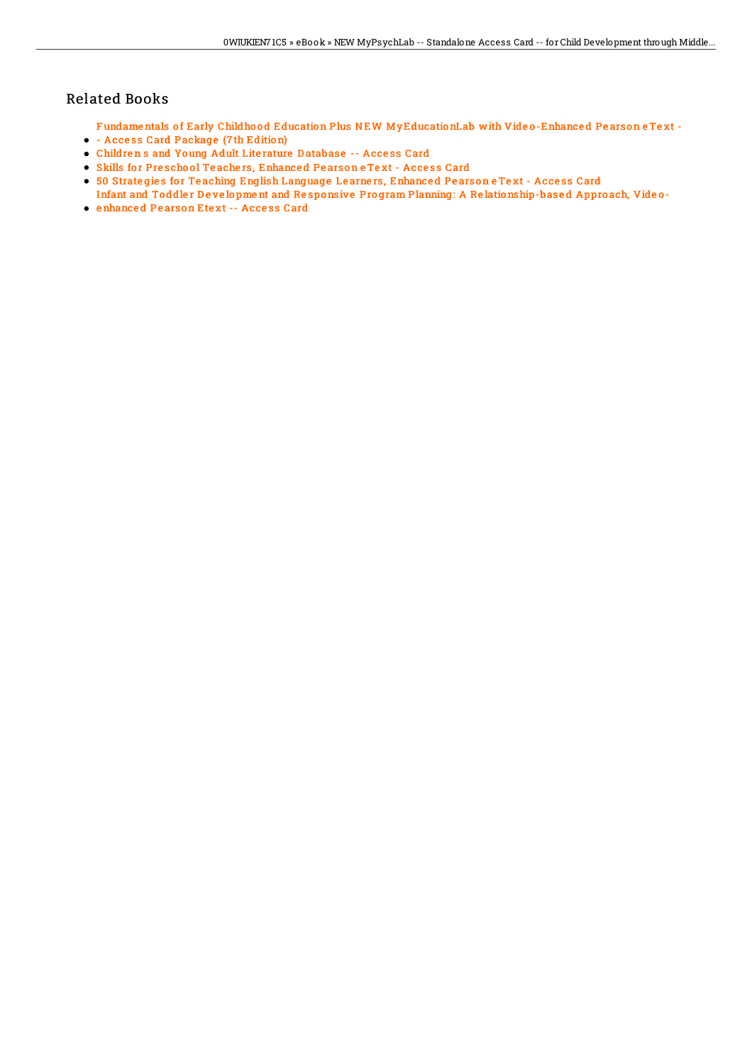## Related Books

- Fundamentals of Early Childhood Education Plus NEW MyEducationLab with Video-Enhanced Pearson eText -- Access Card Package (7th Edition)
- Children s and Young Adult Literature Database -- Access Card
- Skills for Preschool Teachers, Enhanced Pearson eText - Access Card
- 50 Strategies for Teaching English Language Learners, Enhanced Pearson eText - Access Card
- Infant and Toddler Development and Responsive Program Planning: A Relationship-based Approach, Video-enhanced Pearson Etext -- Access Card